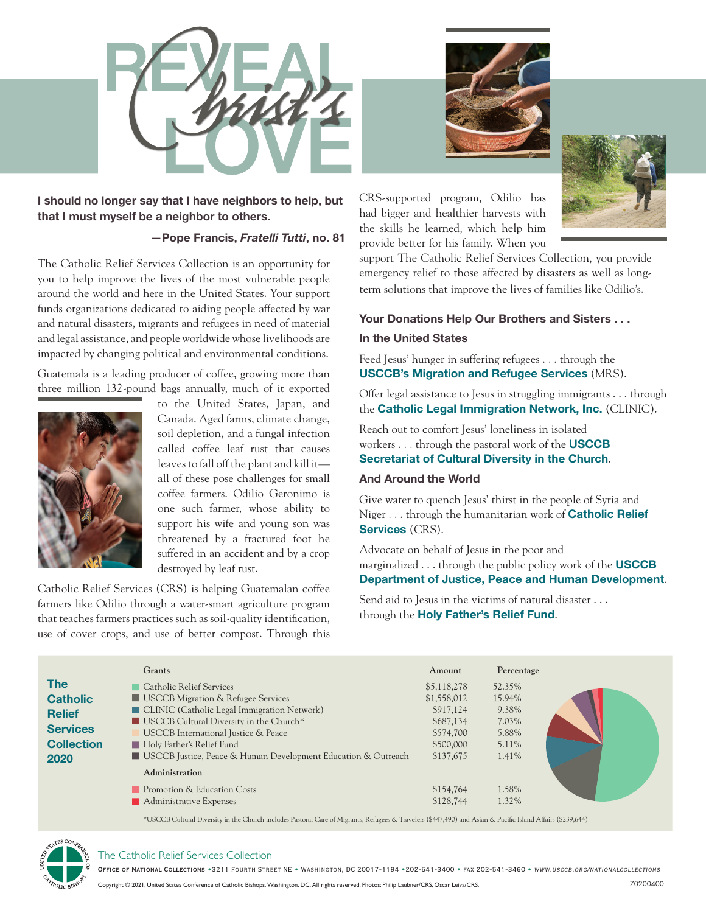# REVEAL Christ's LOVE

**I should no longer say that I have neighbors to help, but that I must myself be a neighbor to others.**

**—Pope Francis, *Fratelli Tutti*, no. 81**

The Catholic Relief Services Collection is an opportunity for you to help improve the lives of the most vulnerable people around the world and here in the United States. Your support funds organizations dedicated to aiding people affected by war and natural disasters, migrants and refugees in need of material and legal assistance, and people worldwide whose livelihoods are impacted by changing political and environmental conditions.

Guatemala is a leading producer of coffee, growing more than three million 132-pound bags annually, much of it exported to the United States, Japan, and Canada. Aged farms, climate change, soil depletion, and a fungal infection called coffee leaf rust that causes leaves to fall off the plant and kill it—all of these pose challenges for small coffee farmers. Odilio Geronimo is one such farmer, whose ability to support his wife and young son was threatened by a fractured foot he suffered in an accident and by a crop destroyed by leaf rust.

Catholic Relief Services (CRS) is helping Guatemalan coffee farmers like Odilio through a water-smart agriculture program that teaches farmers practices such as soil-quality identification, use of cover crops, and use of better compost. Through this CRS-supported program, Odilio has had bigger and healthier harvests with the skills he learned, which help him provide better for his family. When you support The Catholic Relief Services Collection, you provide emergency relief to those affected by disasters as well as long-term solutions that improve the lives of families like Odilio's.

## Your Donations Help Our Brothers and Sisters . . .

### In the United States

Feed Jesus' hunger in suffering refugees . . . through the **USCCB's Migration and Refugee Services** (MRS).

Offer legal assistance to Jesus in struggling immigrants . . . through the **Catholic Legal Immigration Network, Inc.** (CLINIC).

Reach out to comfort Jesus' loneliness in isolated workers . . . through the pastoral work of the **USCCB Secretariat of Cultural Diversity in the Church**.

### And Around the World

Give water to quench Jesus' thirst in the people of Syria and Niger . . . through the humanitarian work of **Catholic Relief Services** (CRS).

Advocate on behalf of Jesus in the poor and marginalized . . . through the public policy work of the **USCCB Department of Justice, Peace and Human Development**.

Send aid to Jesus in the victims of natural disaster . . . through the **Holy Father's Relief Fund**.

## The Catholic Relief Services Collection 2020

| Grants | Amount | Percentage |
|---|---|---|
| Catholic Relief Services | $5,118,278 | 52.35% |
| USCCB Migration & Refugee Services | $1,558,012 | 15.94% |
| CLINIC (Catholic Legal Immigration Network) | $917,124 | 9.38% |
| USCCB Cultural Diversity in the Church* | $687,134 | 7.03% |
| USCCB International Justice & Peace | $574,700 | 5.88% |
| Holy Father's Relief Fund | $500,000 | 5.11% |
| USCCB Justice, Peace & Human Development Education & Outreach | $137,675 | 1.41% |
| **Administration** | | |
| Promotion & Education Costs | $154,764 | 1.58% |
| Administrative Expenses | $128,744 | 1.32% |

*USCCB Cultural Diversity in the Church includes Pastoral Care of Migrants, Refugees & Travelers ($447,490) and Asian & Pacific Island Affairs ($239,644)

The Catholic Relief Services Collection

Office of National Collections • 3211 Fourth Street NE • Washington, DC 20017-1194 • 202-541-3400 • Fax 202-541-3460 • www.usccb.org/nationalcollections

Copyright © 2021, United States Conference of Catholic Bishops, Washington, DC. All rights reserved. Photos: Philip Laubner/CRS, Oscar Leiva/CRS.

70200400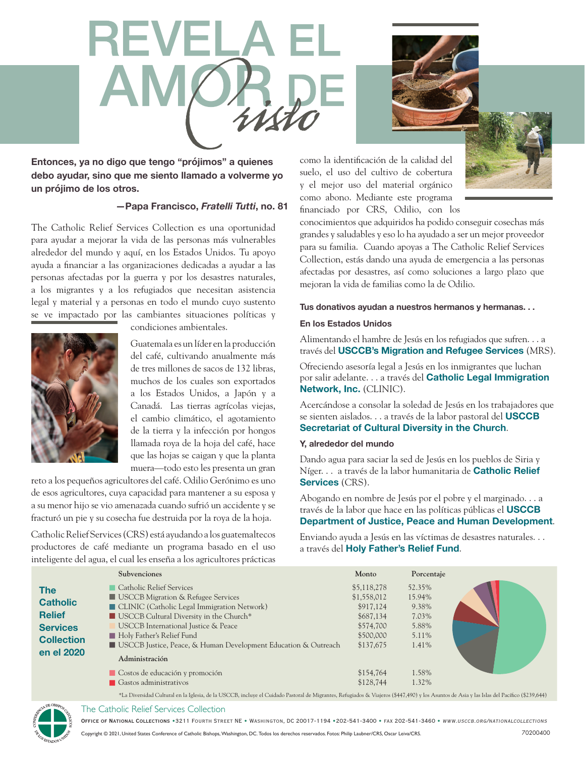# REVELA EL AMOR DE *Cristo*

**Entonces, ya no digo que tengo "prójimos" a quienes debo ayudar, sino que me siento llamado a volverme yo un prójimo de los otros.**

**—Papa Francisco, *Fratelli Tutti*, no. 81**

The Catholic Relief Services Collection es una oportunidad para ayudar a mejorar la vida de las personas más vulnerables alrededor del mundo y aquí, en los Estados Unidos. Tu apoyo ayuda a financiar a las organizaciones dedicadas a ayudar a las personas afectadas por la guerra y por los desastres naturales, a los migrantes y a los refugiados que necesitan asistencia legal y material y a personas en todo el mundo cuyo sustento se ve impactado por las cambiantes situaciones políticas y condiciones ambientales.

Guatemala es un líder en la producción del café, cultivando anualmente más de tres millones de sacos de 132 libras, muchos de los cuales son exportados a los Estados Unidos, a Japón y a Canadá. Las tierras agrícolas viejas, el cambio climático, el agotamiento de la tierra y la infección por hongos llamada roya de la hoja del café, hace que las hojas se caigan y que la planta muera—todo esto les presenta un gran reto a los pequeños agricultores del café. Odilio Gerónimo es uno de esos agricultores, cuya capacidad para mantener a su esposa y a su menor hijo se vio amenazada cuando sufrió un accidente y se fracturó un pie y su cosecha fue destruida por la roya de la hoja.

Catholic Relief Services (CRS) está ayudando a los guatemaltecos productores de café mediante un programa basado en el uso inteligente del agua, el cual les enseña a los agricultores prácticas como la identificación de la calidad del suelo, el uso del cultivo de cobertura y el mejor uso del material orgánico como abono. Mediante este programa financiado por CRS, Odilio, con los conocimientos que adquiridos ha podido conseguir cosechas más grandes y saludables y eso lo ha ayudado a ser un mejor proveedor para su familia. Cuando apoyas a The Catholic Relief Services Collection, estás dando una ayuda de emergencia a las personas afectadas por desastres, así como soluciones a largo plazo que mejoran la vida de familias como la de Odilio.

**Tus donativos ayudan a nuestros hermanos y hermanas. . .**

**En los Estados Unidos**

Alimentando el hambre de Jesús en los refugiados que sufren. . . a través del **USCCB's Migration and Refugee Services** (MRS).

Ofreciendo asesoría legal a Jesús en los inmigrantes que luchan por salir adelante. . . a través del **Catholic Legal Immigration Network, Inc.** (CLINIC).

Acercándose a consolar la soledad de Jesús en los trabajadores que se sienten aislados. . . a través de la labor pastoral del **USCCB Secretariat of Cultural Diversity in the Church**.

**Y, alrededor del mundo**

Dando agua para saciar la sed de Jesús en los pueblos de Siria y Níger. . . a través de la labor humanitaria de **Catholic Relief Services** (CRS).

Abogando en nombre de Jesús por el pobre y el marginado. . . a través de la labor que hace en las políticas públicas el **USCCB Department of Justice, Peace and Human Development**.

Enviando ayuda a Jesús en las víctimas de desastres naturales. . . a través del **Holy Father's Relief Fund**.

## The Catholic Relief Services Collection en el 2020

| Subvenciones | Monto | Porcentaje |
|---|---|---|
| Catholic Relief Services | $5,118,278 | 52.35% |
| USCCB Migration & Refugee Services | $1,558,012 | 15.94% |
| CLINIC (Catholic Legal Immigration Network) | $917,124 | 9.38% |
| USCCB Cultural Diversity in the Church* | $687,134 | 7.03% |
| USCCB International Justice & Peace | $574,700 | 5.88% |
| Holy Father's Relief Fund | $500,000 | 5.11% |
| USCCB Justice, Peace, & Human Development Education & Outreach | $137,675 | 1.41% |
| **Administración** | | |
| Costos de educación y promoción | $154,764 | 1.58% |
| Gastos administrativos | $128,744 | 1.32% |

*La Diversidad Cultural en la Iglesia, de la USCCB, incluye el Cuidado Pastoral de Migrantes, Refugiados & Viajeros ($447,490) y los Asuntos de Asia y las Islas del Pacífico ($239,644)

The Catholic Relief Services Collection

Office of National Collections • 3211 Fourth Street NE • Washington, DC 20017-1194 • 202-541-3400 • fax 202-541-3460 • www.usccb.org/nationalcollections

Copyright © 2021, United States Conference of Catholic Bishops, Washington, DC. Todos los derechos reservados. Fotos: Philip Laubner/CRS, Oscar Leiva/CRS.

70200400